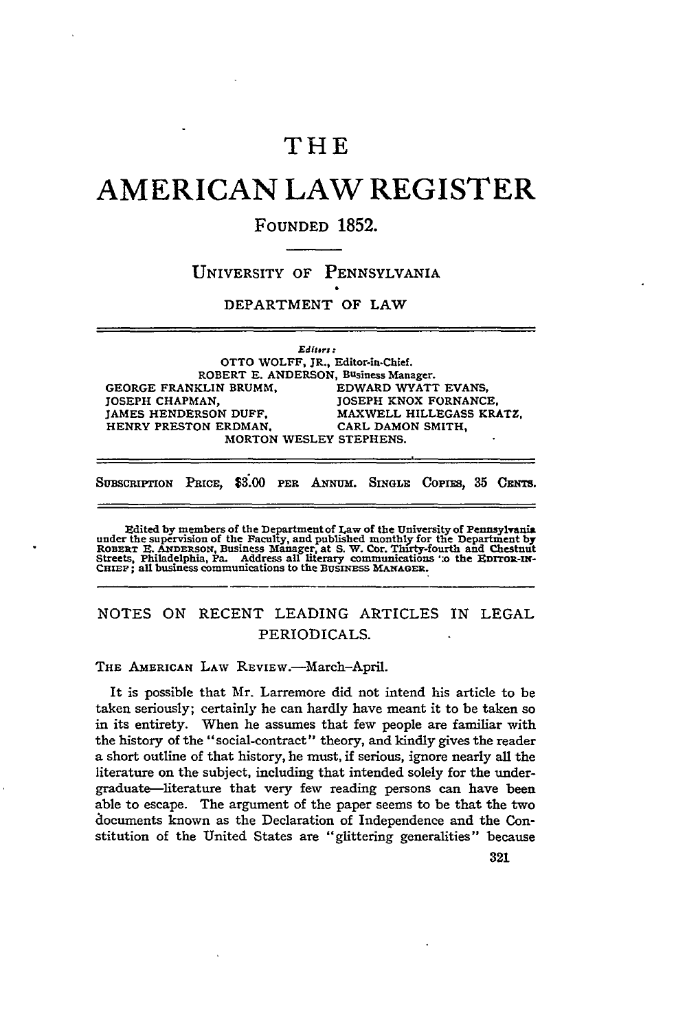# THE

# AMERICAN LAW REGISTER

FOUNDED 1852.

UNIVERSITY OF PENNSYLVANIA

DEPARTMENT OF LAW

*Editors:*

OTTO WOLFF, JR., Editor-in-Chief.

ROBERT E. ANDERSON, Business Manager.

GEORGE FRANKLIN BRUMM, EDWARD WYATT EVANS,
JOSEPH CHAPMAN, JOSEPH KNOX FORNANCE,
JAMES HENDERSON DUFF, MAXWELL HILLEGASS KRATZ,
HENRY PRESTON ERDMAN, CARL DAMON SMITH,
MORTON WESLEY STEPHENS.

SUBSCRIPTION PRICE, $3.00 PER ANNUM. SINGLE COPIES, 35 CENTS.

Edited by members of the Department of Law of the University of Pennsylvania under the supervision of the Faculty, and published monthly for the Department by ROBERT E. ANDERSON, Business Manager, at S. W. Cor. Thirty-fourth and Chestnut Streets, Philadelphia, Pa. Address all literary communications to the EDITOR-IN-CHIEF; all business communications to the BUSINESS MANAGER.

## NOTES ON RECENT LEADING ARTICLES IN LEGAL PERIODICALS.

THE AMERICAN LAW REVIEW.—March–April.

It is possible that Mr. Larremore did not intend his article to be taken seriously; certainly he can hardly have meant it to be taken so in its entirety. When he assumes that few people are familiar with the history of the "social-contract" theory, and kindly gives the reader a short outline of that history, he must, if serious, ignore nearly all the literature on the subject, including that intended solely for the undergraduate—literature that very few reading persons can have been able to escape. The argument of the paper seems to be that the two documents known as the Declaration of Independence and the Constitution of the United States are "glittering generalities" because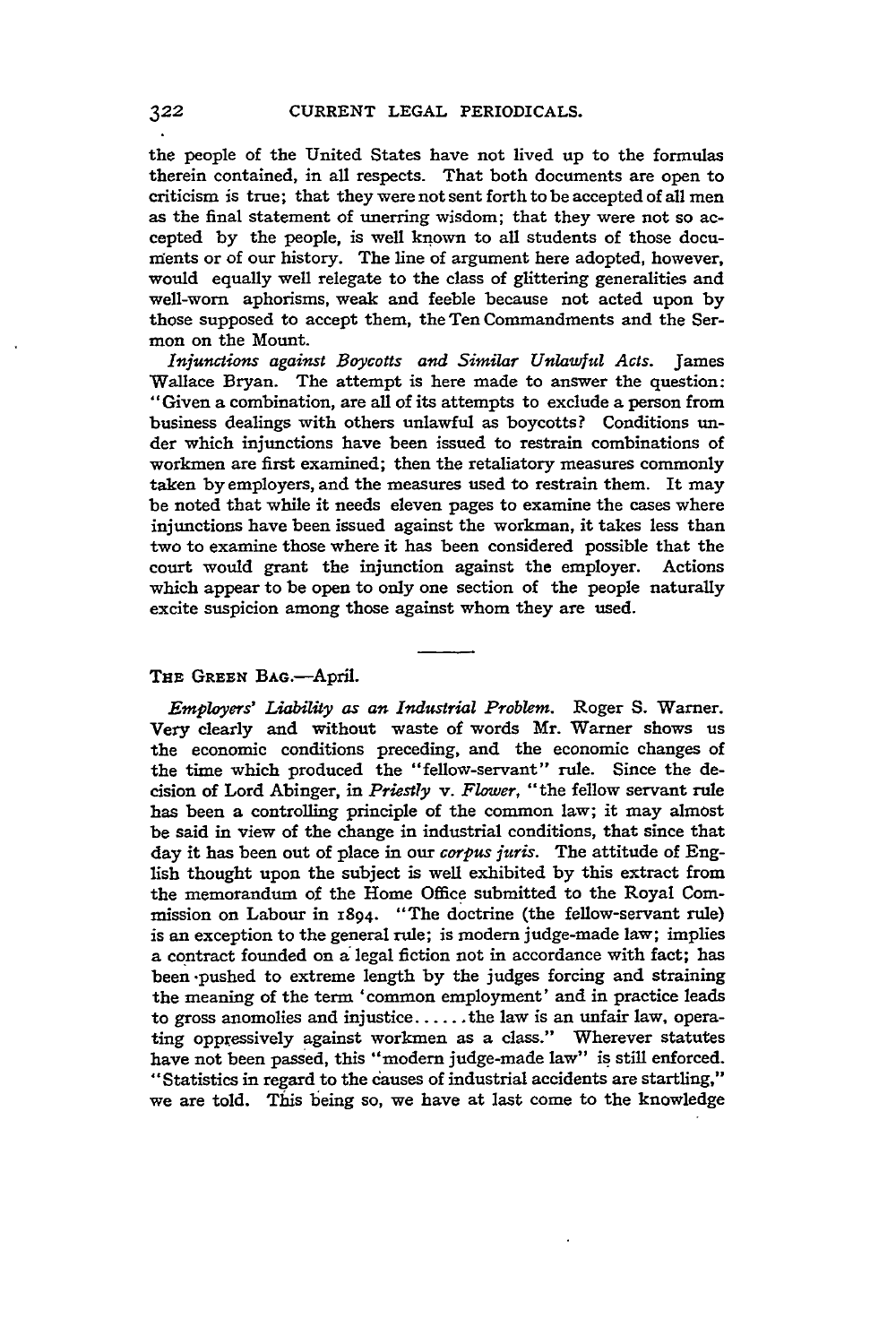the people of the United States have not lived up to the formulas therein contained, in all respects. That both documents are open to criticism is true; that they were not sent forth to be accepted of all men as the final statement of unerring wisdom; that they were not so accepted by the people, is well known to all students of those documents or of our history. The line of argument here adopted, however, would equally well relegate to the class of glittering generalities and well-worn aphorisms, weak and feeble because not acted upon by those supposed to accept them, the Ten Commandments and the Sermon on the Mount.

*Injunctions against Boycotts and Similar Unlawful Acts.* James Wallace Bryan. The attempt is here made to answer the question: "Given a combination, are all of its attempts to exclude a person from business dealings with others unlawful as boycotts? Conditions under which injunctions have been issued to restrain combinations of workmen are first examined; then the retaliatory measures commonly taken by employers, and the measures used to restrain them. It may be noted that while it needs eleven pages to examine the cases where injunctions have been issued against the workman, it takes less than two to examine those where it has been considered possible that the court would grant the injunction against the employer. Actions which appear to be open to only one section of the people naturally excite suspicion among those against whom they are used.

---

THE GREEN BAG.—April.

*Employers' Liability as an Industrial Problem.* Roger S. Warner. Very clearly and without waste of words Mr. Warner shows us the economic conditions preceding, and the economic changes of the time which produced the "fellow-servant" rule. Since the decision of Lord Abinger, in *Priestly* v. *Flower*, "the fellow servant rule has been a controlling principle of the common law; it may almost be said in view of the change in industrial conditions, that since that day it has been out of place in our *corpus juris*. The attitude of English thought upon the subject is well exhibited by this extract from the memorandum of the Home Office submitted to the Royal Commission on Labour in 1894. "The doctrine (the fellow-servant rule) is an exception to the general rule; is modern judge-made law; implies a contract founded on a legal fiction not in accordance with fact; has been pushed to extreme length by the judges forcing and straining the meaning of the term 'common employment' and in practice leads to gross anomolies and injustice......the law is an unfair law, operating oppressively against workmen as a class." Wherever statutes have not been passed, this "modern judge-made law" is still enforced. "Statistics in regard to the causes of industrial accidents are startling," we are told. This being so, we have at last come to the knowledge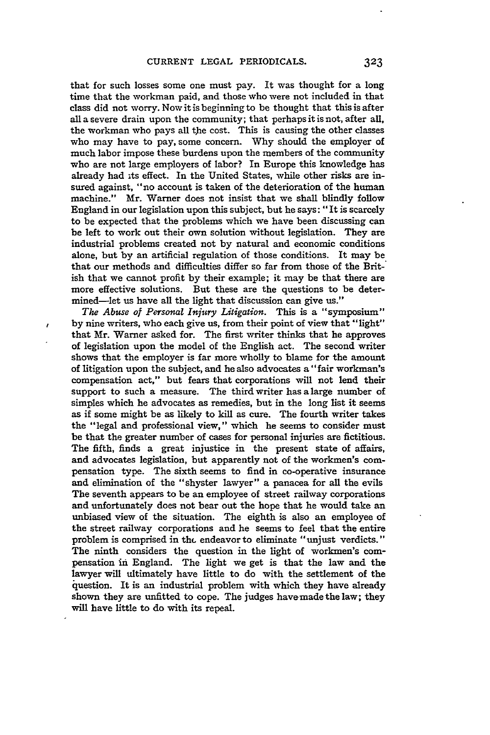that for such losses some one must pay. It was thought for a long time that the workman paid, and those who were not included in that class did not worry. Now it is beginning to be thought that this is after all a severe drain upon the community; that perhaps it is not, after all, the workman who pays all the cost. This is causing the other classes who may have to pay, some concern. Why should the employer of much labor impose these burdens upon the members of the community who are not large employers of labor? In Europe this knowledge has already had its effect. In the United States, while other risks are insured against, "no account is taken of the deterioration of the human machine." Mr. Warner does not insist that we shall blindly follow England in our legislation upon this subject, but he says: "It is scarcely to be expected that the problems which we have been discussing can be left to work out their own solution without legislation. They are industrial problems created not by natural and economic conditions alone, but by an artificial regulation of those conditions. It may be that our methods and difficulties differ so far from those of the British that we cannot profit by their example; it may be that there are more effective solutions. But these are the questions to be determined—let us have all the light that discussion can give us."

*The Abuse of Personal Injury Litigation.* This is a "symposium" by nine writers, who each give us, from their point of view that "light" that Mr. Warner asked for. The first writer thinks that he approves of legislation upon the model of the English act. The second writer shows that the employer is far more wholly to blame for the amount of litigation upon the subject, and he also advocates a "fair workman's compensation act," but fears that corporations will not lend their support to such a measure. The third writer has a large number of simples which he advocates as remedies, but in the long list it seems as if some might be as likely to kill as cure. The fourth writer takes the "legal and professional view," which he seems to consider must be that the greater number of cases for personal injuries are fictitious. The fifth, finds a great injustice in the present state of affairs, and advocates legislation, but apparently not of the workmen's compensation type. The sixth seems to find in co-operative insurance and elimination of the "shyster lawyer" a panacea for all the evils The seventh appears to be an employee of street railway corporations and unfortunately does not bear out the hope that he would take an unbiased view of the situation. The eighth is also an employee of the street railway corporations and he seems to feel that the entire problem is comprised in the endeavor to eliminate "unjust verdicts." The ninth considers the question in the light of workmen's compensation in England. The light we get is that the law and the lawyer will ultimately have little to do with the settlement of the question. It is an industrial problem with which they have already shown they are unfitted to cope. The judges have made the law; they will have little to do with its repeal.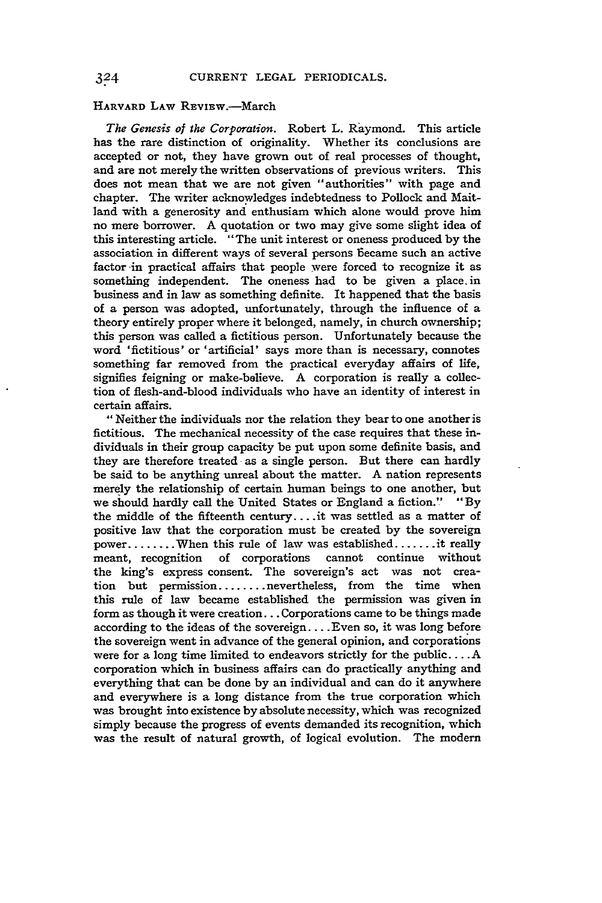HARVARD LAW REVIEW.—March

*The Genesis of the Corporation.* Robert L. Raymond. This article has the rare distinction of originality. Whether its conclusions are accepted or not, they have grown out of real processes of thought, and are not merely the written observations of previous writers. This does not mean that we are not given "authorities" with page and chapter. The writer acknowledges indebtedness to Pollock and Maitland with a generosity and enthusiam which alone would prove him no mere borrower. A quotation or two may give some slight idea of this interesting article. "The unit interest or oneness produced by the association in different ways of several persons became such an active factor in practical affairs that people were forced to recognize it as something independent. The oneness had to be given a place in business and in law as something definite. It happened that the basis of a person was adopted, unfortunately, through the influence of a theory entirely proper where it belonged, namely, in church ownership; this person was called a fictitious person. Unfortunately because the word 'fictitious' or 'artificial' says more than is necessary, connotes something far removed from the practical everyday affairs of life, signifies feigning or make-believe. A corporation is really a collection of flesh-and-blood individuals who have an identity of interest in certain affairs.

"Neither the individuals nor the relation they bear to one another is fictitious. The mechanical necessity of the case requires that these individuals in their group capacity be put upon some definite basis, and they are therefore treated as a single person. But there can hardly be said to be anything unreal about the matter. A nation represents merely the relationship of certain human beings to one another, but we should hardly call the United States or England a fiction." "By the middle of the fifteenth century....it was settled as a matter of positive law that the corporation must be created by the sovereign power........When this rule of law was established.......it really meant, recognition of corporations cannot continue without the king's express consent. The sovereign's act was not creation but permission........nevertheless, from the time when this rule of law became established the permission was given in form as though it were creation...Corporations came to be things made according to the ideas of the sovereign....Even so, it was long before the sovereign went in advance of the general opinion, and corporations were for a long time limited to endeavors strictly for the public....A corporation which in business affairs can do practically anything and everything that can be done by an individual and can do it anywhere and everywhere is a long distance from the true corporation which was brought into existence by absolute necessity, which was recognized simply because the progress of events demanded its recognition, which was the result of natural growth, of logical evolution. The modern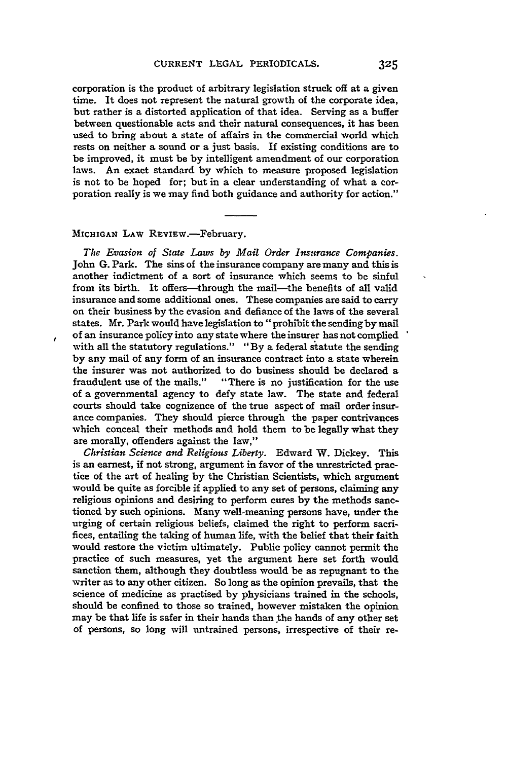corporation is the product of arbitrary legislation struck off at a given time. It does not represent the natural growth of the corporate idea, but rather is a distorted application of that idea. Serving as a buffer between questionable acts and their natural consequences, it has been used to bring about a state of affairs in the commercial world which rests on neither a sound or a just basis. If existing conditions are to be improved, it must be by intelligent amendment of our corporation laws. An exact standard by which to measure proposed legislation is not to be hoped for; but in a clear understanding of what a corporation really is we may find both guidance and authority for action."

---

MICHIGAN LAW REVIEW.—February.

*The Evasion of State Laws by Mail Order Insurance Companies.* John G. Park. The sins of the insurance company are many and this is another indictment of a sort of insurance which seems to be sinful from its birth. It offers—through the mail—the benefits of all valid insurance and some additional ones. These companies are said to carry on their business by the evasion and defiance of the laws of the several states. Mr. Park would have legislation to "prohibit the sending by mail of an insurance policy into any state where the insurer has not complied with all the statutory regulations." "By a federal statute the sending by any mail of any form of an insurance contract into a state wherein the insurer was not authorized to do business should be declared a fraudulent use of the mails." "There is no justification for the use of a governmental agency to defy state law. The state and federal courts should take cognizence of the true aspect of mail order insurance companies. They should pierce through the paper contrivances which conceal their methods and hold them to be legally what they are morally, offenders against the law,"

*Christian Science and Religious Liberty.* Edward W. Dickey. This is an earnest, if not strong, argument in favor of the unrestricted practice of the art of healing by the Christian Scientists, which argument would be quite as forcible if applied to any set of persons, claiming any religious opinions and desiring to perform cures by the methods sanctioned by such opinions. Many well-meaning persons have, under the urging of certain religious beliefs, claimed the right to perform sacrifices, entailing the taking of human life, with the belief that their faith would restore the victim ultimately. Public policy cannot permit the practice of such measures, yet the argument here set forth would sanction them, although they doubtless would be as repugnant to the writer as to any other citizen. So long as the opinion prevails, that the science of medicine as practised by physicians trained in the schools, should be confined to those so trained, however mistaken the opinion may be that life is safer in their hands than the hands of any other set of persons, so long will untrained persons, irrespective of their re-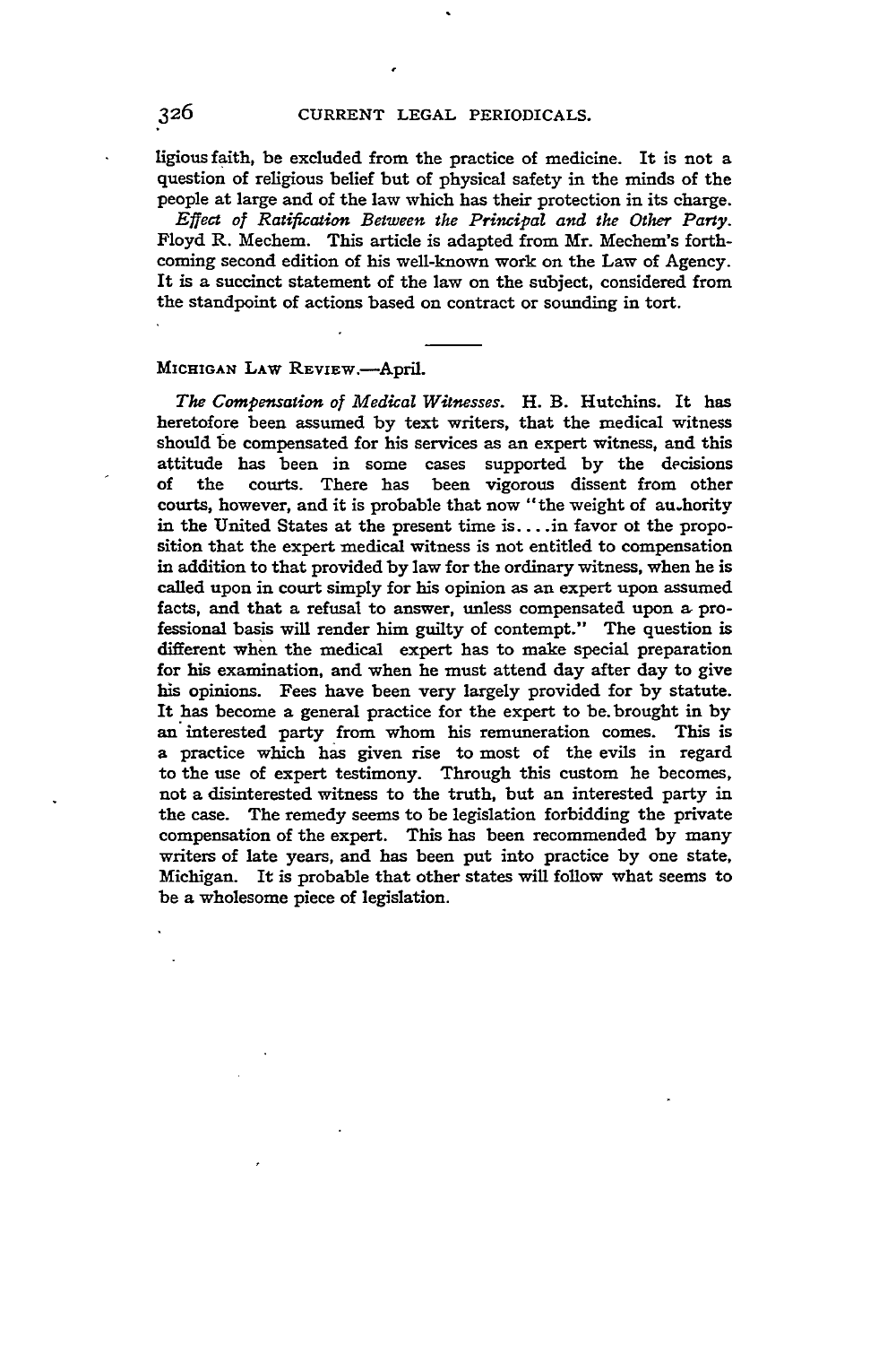ligious faith, be excluded from the practice of medicine. It is not a question of religious belief but of physical safety in the minds of the people at large and of the law which has their protection in its charge.

*Effect of Ratification Between the Principal and the Other Party.* Floyd R. Mechem. This article is adapted from Mr. Mechem's forthcoming second edition of his well-known work on the Law of Agency. It is a succinct statement of the law on the subject, considered from the standpoint of actions based on contract or sounding in tort.

---

MICHIGAN LAW REVIEW.—April.

*The Compensation of Medical Witnesses.* H. B. Hutchins. It has heretofore been assumed by text writers, that the medical witness should be compensated for his services as an expert witness, and this attitude has been in some cases supported by the decisions of the courts. There has been vigorous dissent from other courts, however, and it is probable that now "the weight of authority in the United States at the present time is....in favor of the proposition that the expert medical witness is not entitled to compensation in addition to that provided by law for the ordinary witness, when he is called upon in court simply for his opinion as an expert upon assumed facts, and that a refusal to answer, unless compensated upon a professional basis will render him guilty of contempt." The question is different when the medical expert has to make special preparation for his examination, and when he must attend day after day to give his opinions. Fees have been very largely provided for by statute. It has become a general practice for the expert to be brought in by an interested party from whom his remuneration comes. This is a practice which has given rise to most of the evils in regard to the use of expert testimony. Through this custom he becomes, not a disinterested witness to the truth, but an interested party in the case. The remedy seems to be legislation forbidding the private compensation of the expert. This has been recommended by many writers of late years, and has been put into practice by one state, Michigan. It is probable that other states will follow what seems to be a wholesome piece of legislation.